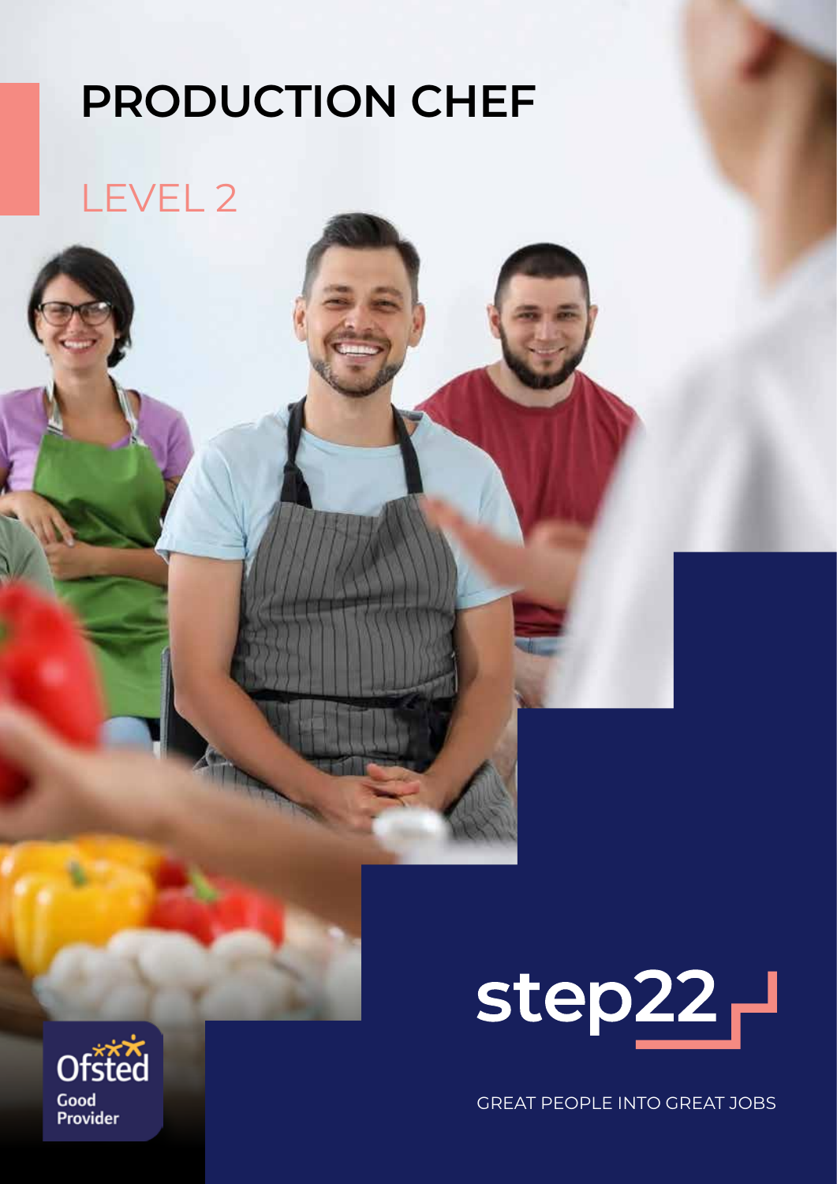# PRODUCTION CHEF

## LEVEL 2

Ofsted Good Provider

step22

GREAT PEOPLE INTO GREAT JOBS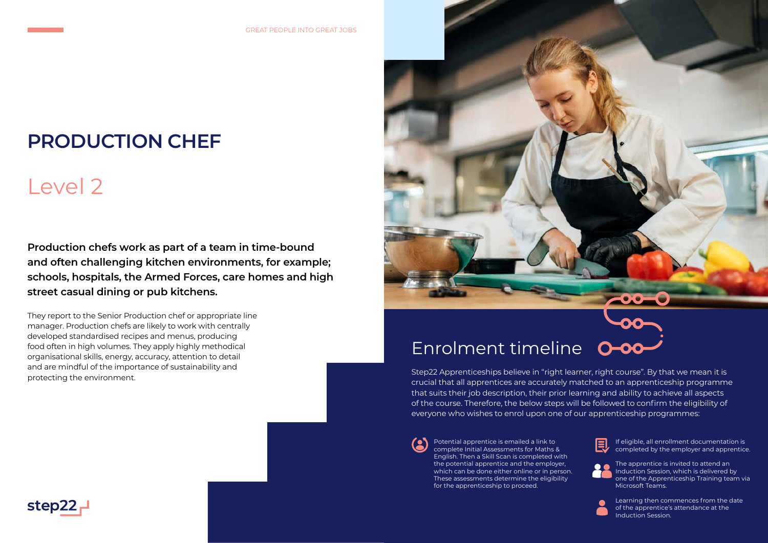# PRODUCTION CHEF

## Level 2

**Production chefs work as part of a team in time-bound and often challenging kitchen environments, for example; schools, hospitals, the Armed Forces, care homes and high street casual dining or pub kitchens.**

They report to the Senior Production chef or appropriate line manager. Production chefs are likely to work with centrally developed standardised recipes and menus, producing food often in high volumes. They apply highly methodical organisational skills, energy, accuracy, attention to detail and are mindful of the importance of sustainability and protecting the environment.

## Enrolment timeline

Step22 Apprenticeships believe in "right learner, right course". By that we mean it is crucial that all apprentices are accurately matched to an apprenticeship programme that suits their job description, their prior learning and ability to achieve all aspects of the course. Therefore, the below steps will be followed to confirm the eligibility of everyone who wishes to enrol upon one of our apprenticeship programmes:

- Potential apprentice is emailed a link to complete Initial Assessments for Maths & English. Then a Skill Scan is completed with the potential apprentice and the employer, which can be done either online or in person. These assessments determine the eligibility for the apprenticeship to proceed.
- If eligible, all enrollment documentation is completed by the employer and apprentice.
- The apprentice is invited to attend an Induction Session, which is delivered by one of the Apprenticeship Training team via Microsoft Teams.
- Learning then commences from the date of the apprentice's attendance at the Induction Session.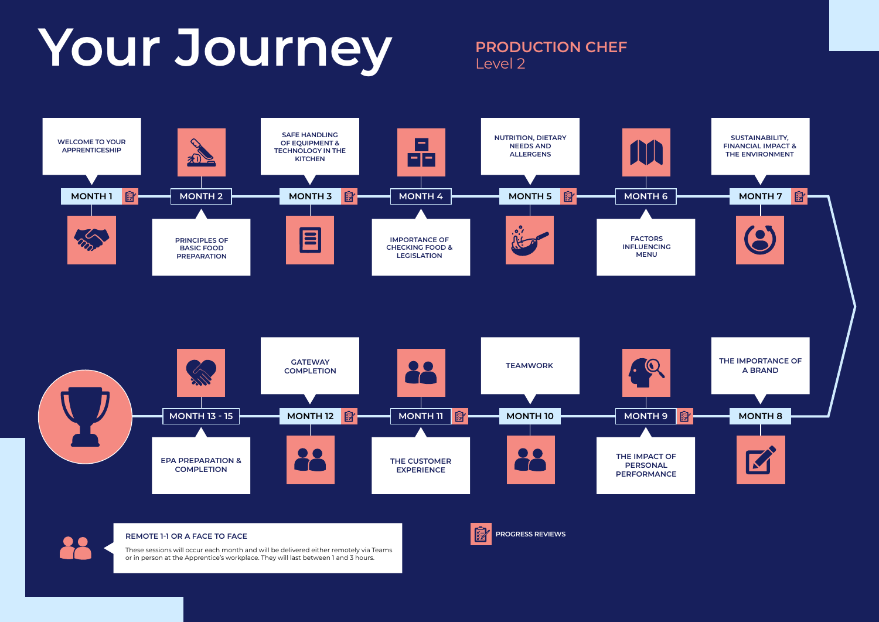# Your Journey

## PRODUCTION CHEF
Level 2

- **MONTH 1** (Progress review) – WELCOME TO YOUR APPRENTICESHIP
- **MONTH 2** – PRINCIPLES OF BASIC FOOD PREPARATION
- **MONTH 3** (Progress review) – SAFE HANDLING OF EQUIPMENT & TECHNOLOGY IN THE KITCHEN
- **MONTH 4** – IMPORTANCE OF CHECKING FOOD & LEGISLATION
- **MONTH 5** (Progress review) – NUTRITION, DIETARY NEEDS AND ALLERGENS
- **MONTH 6** – FACTORS INFLUENCING MENU
- **MONTH 7** (Progress review) – SUSTAINABILITY, FINANCIAL IMPACT & THE ENVIRONMENT
- **MONTH 8** – THE IMPORTANCE OF A BRAND
- **MONTH 9** (Progress review) – THE IMPACT OF PERSONAL PERFORMANCE
- **MONTH 10** – TEAMWORK
- **MONTH 11** (Progress review) – THE CUSTOMER EXPERIENCE
- **MONTH 12** (Progress review) – GATEWAY COMPLETION
- **MONTH 13 - 15** – EPA PREPARATION & COMPLETION

**REMOTE 1-1 OR A FACE TO FACE**

These sessions will occur each month and will be delivered either remotely via Teams or in person at the Apprentice's workplace. They will last between 1 and 3 hours.

PROGRESS REVIEWS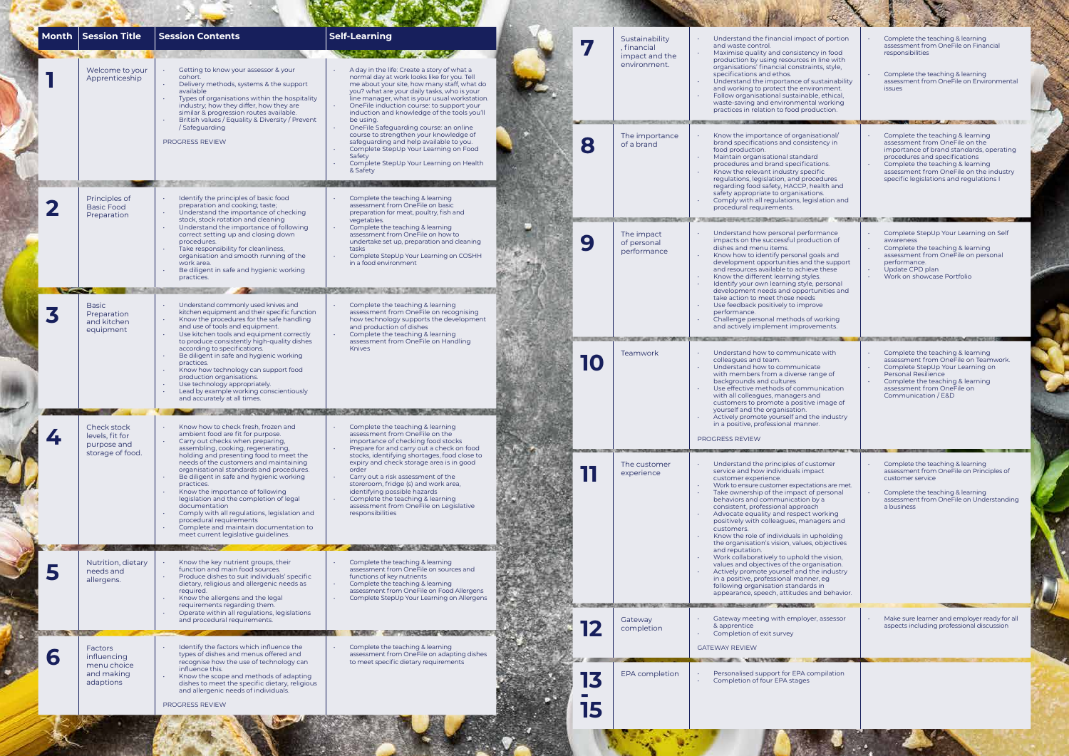| Month | Session Title | Session Contents | Self-Learning |
|---|---|---|---|
| 1 | Welcome to your Apprenticeship | · Getting to know your assessor & your cohort. · Delivery methods, systems & the support available · Types of organisations within the hospitality industry; how they differ, how they are similar & progression routes available. · British values / Equality & Diversity / Prevent / Safeguarding<br><br>PROGRESS REVIEW | · A day in the life: Create a story of what a normal day at work looks like for you. Tell me about your site, how many staff, what do you? what are your daily tasks, who is your line manager, what is your usual workstation. · OneFile induction course: to support your induction and knowledge of the tools you'll be using. · OneFile Safeguarding course: an online course to strengthen your knowledge of safeguarding and help available to you. · Complete StepUp Your Learning on Food Safety · Complete StepUp Your Learning on Health & Safety |
| 2 | Principles of Basic Food Preparation | · Identify the principles of basic food preparation and cooking; taste; · Understand the importance of checking stock, stock rotation and cleaning · Understand the importance of following correct setting up and closing down procedures. · Take responsibility for cleanliness, organisation and smooth running of the work area. · Be diligent in safe and hygienic working practices. | · Complete the teaching & learning assessment from OneFile on basic preparation for meat, poultry, fish and vegetables. · Complete the teaching & learning assessment from OneFile on how to undertake set up, preparation and cleaning tasks · Complete StepUp Your Learning on COSHH in a food environment |
| 3 | Basic Preparation and kitchen equipment | · Understand commonly used knives and kitchen equipment and their specific function · Know the procedures for the safe handling and use of tools and equipment. · Use kitchen tools and equipment correctly to produce consistently high-quality dishes according to specifications. · Be diligent in safe and hygienic working practices. · Know how technology can support food production organisations. · Use technology appropriately. · Lead by example working conscientiously and accurately at all times. | · Complete the teaching & learning assessment from OneFile on recognising how technology supports the development and production of dishes · Complete the teaching & learning assessment from OneFile on Handling Knives |
| 4 | Check stock levels, fit for purpose and storage of food. | · Know how to check fresh, frozen and ambient food are fit for purpose. · Carry out checks when preparing, assembling, cooking, regenerating, holding and presenting food to meet the needs of the customers and maintaining organisational standards and procedures. · Be diligent in safe and hygienic working practices. · Know the importance of following legislation and the completion of legal documentation · Comply with all regulations, legislation and procedural requirements · Complete and maintain documentation to meet current legislative guidelines. | · Complete the teaching & learning assessment from OneFile on the importance of checking food stocks · Prepare for and carry out a check on food stocks, identifying shortages, food close to expiry and check storage area is in good order · Carry out a risk assessment of the storeroom, fridge (s) and work area, identifying possible hazards · Complete the teaching & learning assessment from OneFile on Legislative responsibilities |
| 5 | Nutrition, dietary needs and allergens. | · Know the key nutrient groups, their function and main food sources. · Produce dishes to suit individuals' specific dietary, religious and allergenic needs as required. · Know the allergens and the legal requirements regarding them. · Operate within all regulations, legislations and procedural requirements. | · Complete the teaching & learning assessment from OneFile on sources and functions of key nutrients · Complete the teaching & learning assessment from OneFile on Food Allergens · Complete StepUp Your Learning on Allergens |
| 6 | Factors influencing menu choice and making adaptions | · Identify the factors which influence the types of dishes and menus offered and recognise how the use of technology can influence this. · Know the scope and methods of adapting dishes to meet the specific dietary, religious and allergenic needs of individuals.<br><br>PROGRESS REVIEW | · Complete the teaching & learning assessment from OneFile on adapting dishes to meet specific dietary requirements |
| 7 | Sustainability , financial impact and the environment. | · Understand the financial impact of portion and waste control. · Maximise quality and consistency in food production by using resources in line with organisations' financial constraints, style, specifications and ethos. · Understand the importance of sustainability and working to protect the environment. · Follow organisational sustainable, ethical, waste-saving and environmental working practices in relation to food production. | · Complete the teaching & learning assessment from OneFile on Financial responsibilities · Complete the teaching & learning assessment from OneFile on Environmental issues |
| 8 | The importance of a brand | · Know the importance of organisational/ brand specifications and consistency in food production. · Maintain organisational standard procedures and brand specifications. · Know the relevant industry specific regulations, legislation, and procedures regarding food safety, HACCP, health and safety appropriate to organisations. · Comply with all regulations, legislation and procedural requirements. | · Complete the teaching & learning assessment from OneFile on the importance of brand standards, operating procedures and specifications · Complete the teaching & learning assessment from OneFile on the industry specific legislations and regulations I |
| 9 | The impact of personal performance | · Understand how personal performance impacts on the successful production of dishes and menu items. · Know how to identify personal goals and development opportunities and the support and resources available to achieve these · Know the different learning styles. · Identify your own learning style, personal development needs and opportunities and take action to meet those needs · Use feedback positively to improve performance. · Challenge personal methods of working and actively implement improvements. | · Complete StepUp Your Learning on Self awareness · Complete the teaching & learning assessment from OneFile on personal performance. · Update CPD plan · Work on showcase Portfolio |
| 10 | Teamwork | · Understand how to communicate with colleagues and team. · Understand how to communicate with members from a diverse range of backgrounds and cultures · Use effective methods of communication with all colleagues, managers and customers to promote a positive image of yourself and the organisation. · Actively promote yourself and the industry in a positive, professional manner.<br><br>PROGRESS REVIEW | · Complete the teaching & learning assessment from OneFile on Teamwork. · Complete StepUp Your Learning on Personal Resilience · Complete the teaching & learning assessment from OneFile on Communication / E&D |
| 11 | The customer experience | · Understand the principles of customer service and how individuals impact customer experience. · Work to ensure customer expectations are met. · Take ownership of the impact of personal behaviors and communication by a consistent, professional approach · Advocate equality and respect working positively with colleagues, managers and customers. · Know the role of individuals in upholding the organisation's vision, values, objectives and reputation. · Work collaboratively to uphold the vision, values and objectives of the organisation. · Actively promote yourself and the industry in a positive, professional manner, eg following organisation standards in appearance, speech, attitudes and behavior. | · Complete the teaching & learning assessment from OneFile on Principles of customer service · Complete the teaching & learning assessment from OneFile on Understanding a business |
| 12 | Gateway completion | · Gateway meeting with employer, assessor & apprentice · Completion of exit survey<br><br>GATEWAY REVIEW | · Make sure learner and employer ready for all aspects including professional discussion |
| 13 - 15 | EPA completion | · Personalised support for EPA compilation · Completion of four EPA stages | |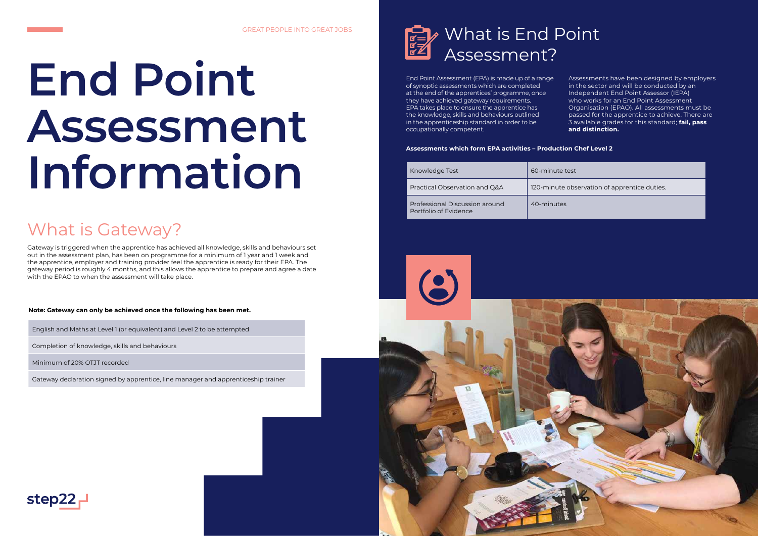# End Point Assessment Information

## What is Gateway?

Gateway is triggered when the apprentice has achieved all knowledge, skills and behaviours set out in the assessment plan, has been on programme for a minimum of 1 year and 1 week and the apprentice, employer and training provider feel the apprentice is ready for their EPA. The gateway period is roughly 4 months, and this allows the apprentice to prepare and agree a date with the EPAO to when the assessment will take place.

**Note: Gateway can only be achieved once the following has been met.**

| |
|---|
| English and Maths at Level 1 (or equivalent) and Level 2 to be attempted |
| Completion of knowledge, skills and behaviours |
| Minimum of 20% OTJT recorded |
| Gateway declaration signed by apprentice, line manager and apprenticeship trainer |

## What is End Point Assessment?

End Point Assessment (EPA) is made up of a range of synoptic assessments which are completed at the end of the apprentices' programme, once they have achieved gateway requirements. EPA takes place to ensure the apprentice has the knowledge, skills and behaviours outlined in the apprenticeship standard in order to be occupationally competent.

Assessments have been designed by employers in the sector and will be conducted by an Independent End Point Assessor (IEPA) who works for an End Point Assessment Organisation (EPAO). All assessments must be passed for the apprentice to achieve. There are 3 available grades for this standard; **fail, pass and distinction.**

**Assessments which form EPA activities – Production Chef Level 2**

| | |
|---|---|
| Knowledge Test | 60-minute test |
| Practical Observation and Q&A | 120-minute observation of apprentice duties. |
| Professional Discussion around Portfolio of Evidence | 40-minutes |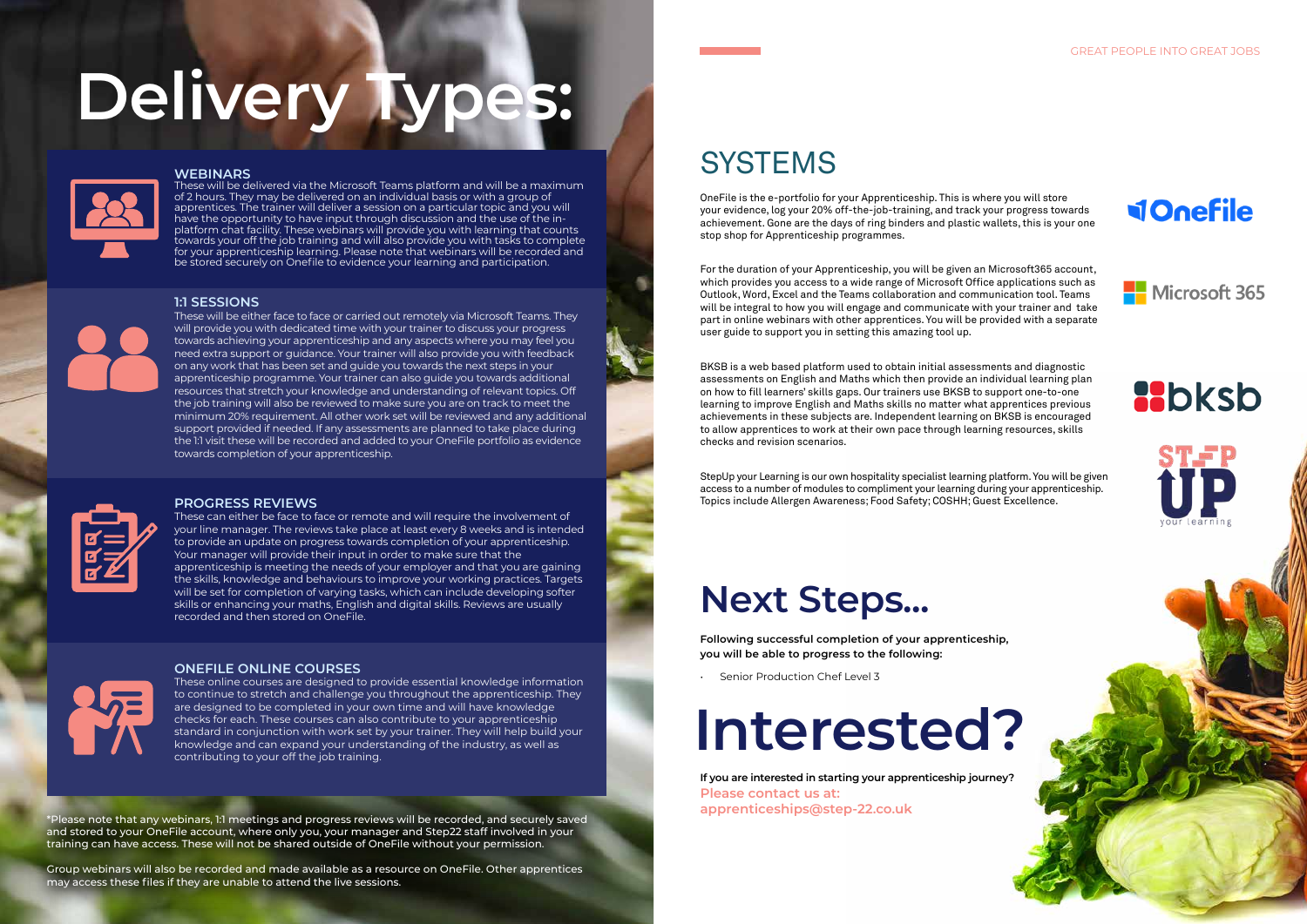# Delivery Types:

### WEBINARS

These will be delivered via the Microsoft Teams platform and will be a maximum of 2 hours. They may be delivered on an individual basis or with a group of apprentices. The trainer will deliver a session on a particular topic and you will have the opportunity to have input through discussion and the use of the in-platform chat facility. These webinars will provide you with learning that counts towards your off the job training and will also provide you with tasks to complete for your apprenticeship learning. Please note that webinars will be recorded and be stored securely on Onefile to evidence your learning and participation.

### 1:1 SESSIONS

These will be either face to face or carried out remotely via Microsoft Teams. They will provide you with dedicated time with your trainer to discuss your progress towards achieving your apprenticeship and any aspects where you may feel you need extra support or guidance. Your trainer will also provide you with feedback on any work that has been set and guide you towards the next steps in your apprenticeship programme. Your trainer can also guide you towards additional resources that stretch your knowledge and understanding of relevant topics. Off the job training will also be reviewed to make sure you are on track to meet the minimum 20% requirement. All other work set will be reviewed and any additional support provided if needed. If any assessments are planned to take place during the 1:1 visit these will be recorded and added to your OneFile portfolio as evidence towards completion of your apprenticeship.

### PROGRESS REVIEWS

These can either be face to face or remote and will require the involvement of your line manager. The reviews take place at least every 8 weeks and is intended to provide an update on progress towards completion of your apprenticeship. Your manager will provide their input in order to make sure that the apprenticeship is meeting the needs of your employer and that you are gaining the skills, knowledge and behaviours to improve your working practices. Targets will be set for completion of varying tasks, which can include developing softer skills or enhancing your maths, English and digital skills. Reviews are usually recorded and then stored on OneFile.

### ONEFILE ONLINE COURSES

These online courses are designed to provide essential knowledge information to continue to stretch and challenge you throughout the apprenticeship. They are designed to be completed in your own time and will have knowledge checks for each. These courses can also contribute to your apprenticeship standard in conjunction with work set by your trainer. They will help build your knowledge and can expand your understanding of the industry, as well as contributing to your off the job training.

*Please note that any webinars, 1:1 meetings and progress reviews will be recorded, and securely saved and stored to your OneFile account, where only you, your manager and Step22 staff involved in your training can have access. These will not be shared outside of OneFile without your permission.

Group webinars will also be recorded and made available as a resource on OneFile. Other apprentices may access these files if they are unable to attend the live sessions.

## SYSTEMS

OneFile is the e-portfolio for your Apprenticeship. This is where you will store your evidence, log your 20% off-the-job-training, and track your progress towards achievement. Gone are the days of ring binders and plastic wallets, this is your one stop shop for Apprenticeship programmes.

For the duration of your Apprenticeship, you will be given an Microsoft365 account, which provides you access to a wide range of Microsoft Office applications such as Outlook, Word, Excel and the Teams collaboration and communication tool. Teams will be integral to how you will engage and communicate with your trainer and take part in online webinars with other apprentices. You will be provided with a separate user guide to support you in setting this amazing tool up.

BKSB is a web based platform used to obtain initial assessments and diagnostic assessments on English and Maths which then provide an individual learning plan on how to fill learners' skills gaps. Our trainers use BKSB to support one-to-one learning to improve English and Maths skills no matter what apprentices previous achievements in these subjects are. Independent learning on BKSB is encouraged to allow apprentices to work at their own pace through learning resources, skills checks and revision scenarios.

StepUp your Learning is our own hospitality specialist learning platform. You will be given access to a number of modules to compliment your learning during your apprenticeship. Topics include Allergen Awareness; Food Safety; COSHH; Guest Excellence.

# Next Steps...

**Following successful completion of your apprenticeship, you will be able to progress to the following:**

- Senior Production Chef Level 3

# Interested?

**If you are interested in starting your apprenticeship journey?**

**Please contact us at: apprenticeships@step-22.co.uk**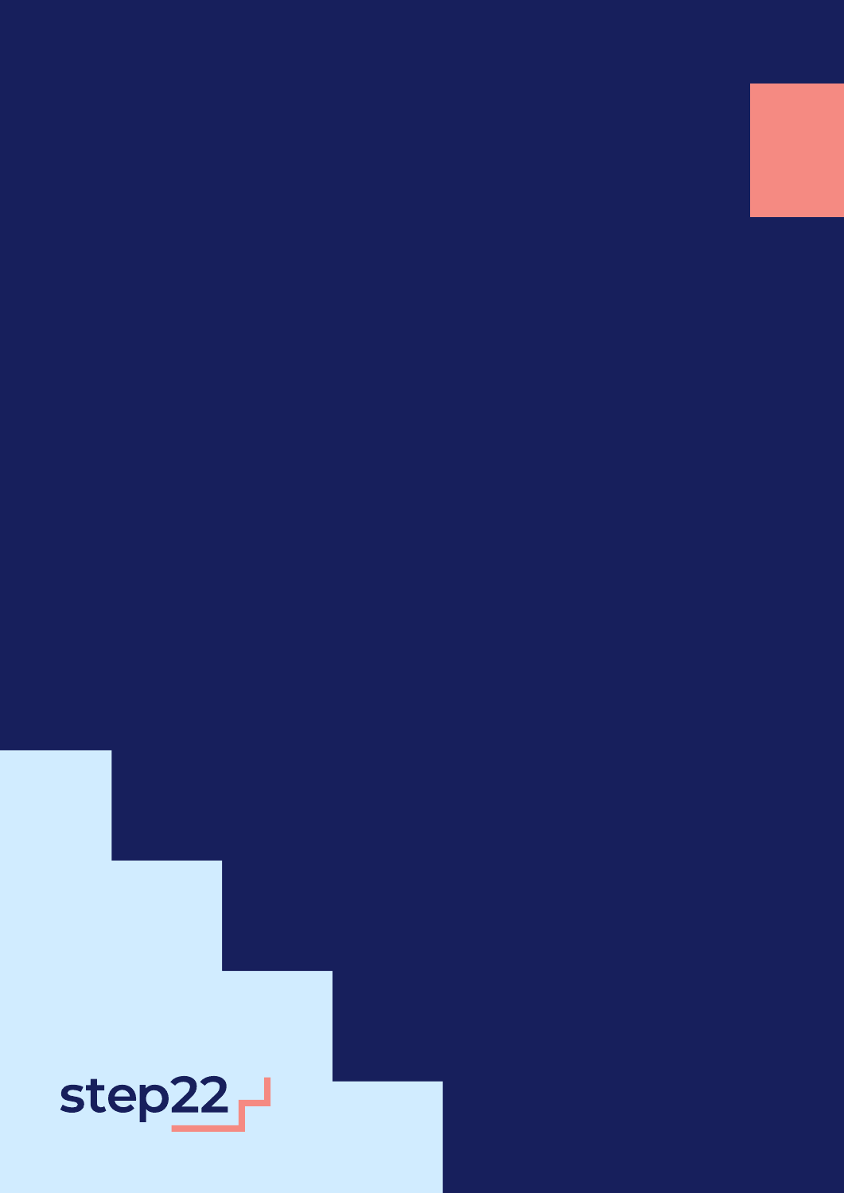step22